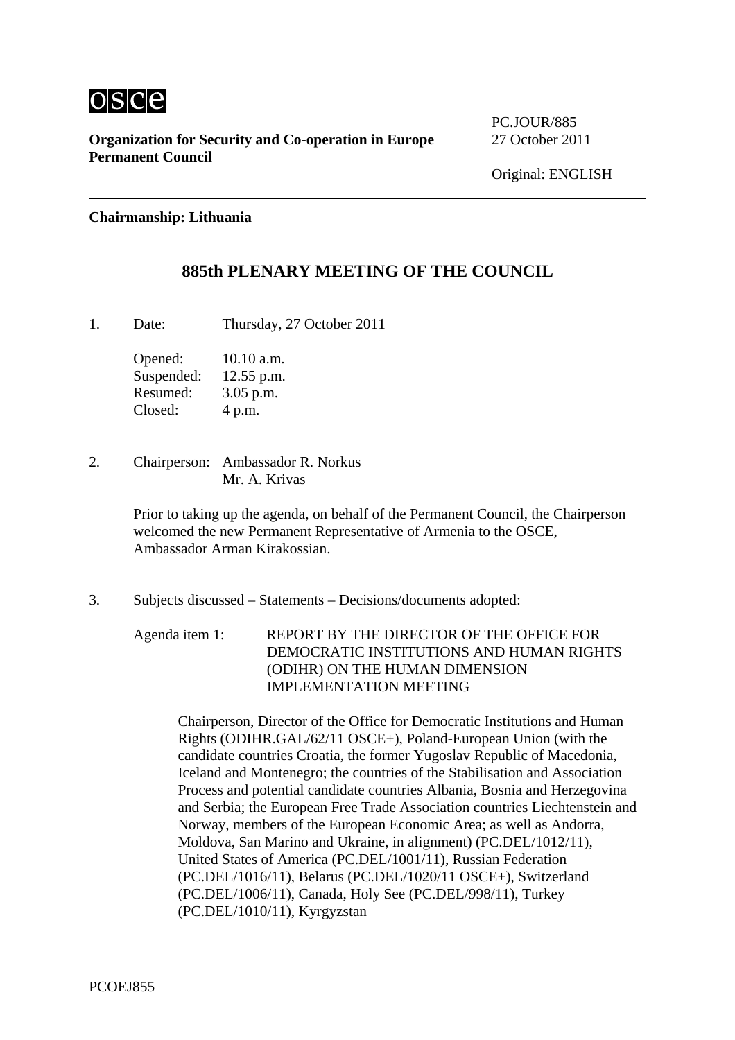**Organization for Security and Co-operation in Europe**
**Permanent Council**

PC.JOUR/885
27 October 2011

Original: ENGLISH

**Chairmanship: Lithuania**

# 885th PLENARY MEETING OF THE COUNCIL

1. Date: Thursday, 27 October 2011

   Opened: 10.10 a.m.
   Suspended: 12.55 p.m.
   Resumed: 3.05 p.m.
   Closed: 4 p.m.

2. Chairperson: Ambassador R. Norkus
   Mr. A. Krivas

   Prior to taking up the agenda, on behalf of the Permanent Council, the Chairperson welcomed the new Permanent Representative of Armenia to the OSCE, Ambassador Arman Kirakossian.

3. Subjects discussed – Statements – Decisions/documents adopted:

   Agenda item 1: REPORT BY THE DIRECTOR OF THE OFFICE FOR DEMOCRATIC INSTITUTIONS AND HUMAN RIGHTS (ODIHR) ON THE HUMAN DIMENSION IMPLEMENTATION MEETING

   Chairperson, Director of the Office for Democratic Institutions and Human Rights (ODIHR.GAL/62/11 OSCE+), Poland-European Union (with the candidate countries Croatia, the former Yugoslav Republic of Macedonia, Iceland and Montenegro; the countries of the Stabilisation and Association Process and potential candidate countries Albania, Bosnia and Herzegovina and Serbia; the European Free Trade Association countries Liechtenstein and Norway, members of the European Economic Area; as well as Andorra, Moldova, San Marino and Ukraine, in alignment) (PC.DEL/1012/11), United States of America (PC.DEL/1001/11), Russian Federation (PC.DEL/1016/11), Belarus (PC.DEL/1020/11 OSCE+), Switzerland (PC.DEL/1006/11), Canada, Holy See (PC.DEL/998/11), Turkey (PC.DEL/1010/11), Kyrgyzstan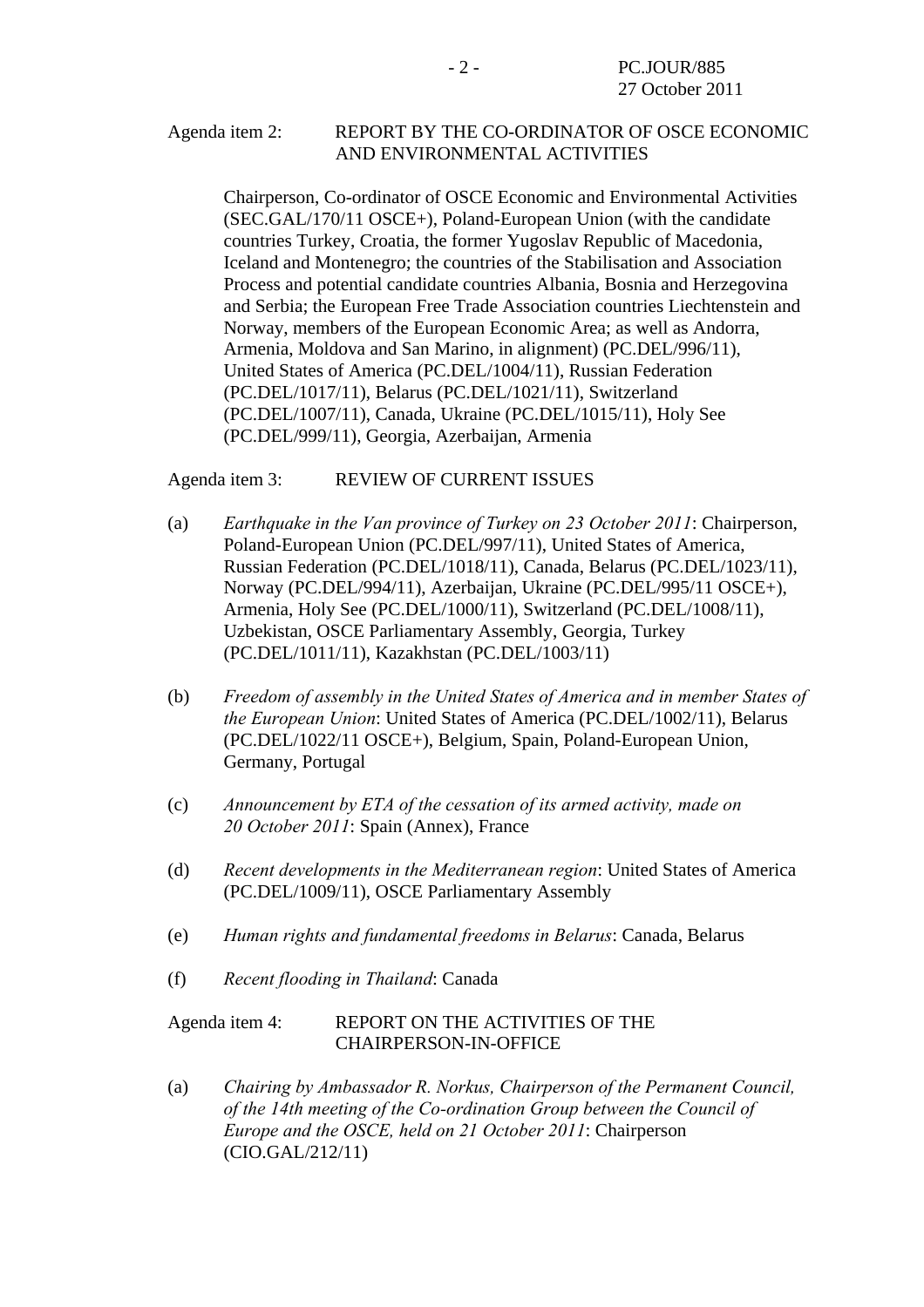Agenda item 2: REPORT BY THE CO-ORDINATOR OF OSCE ECONOMIC AND ENVIRONMENTAL ACTIVITIES

Chairperson, Co-ordinator of OSCE Economic and Environmental Activities (SEC.GAL/170/11 OSCE+), Poland-European Union (with the candidate countries Turkey, Croatia, the former Yugoslav Republic of Macedonia, Iceland and Montenegro; the countries of the Stabilisation and Association Process and potential candidate countries Albania, Bosnia and Herzegovina and Serbia; the European Free Trade Association countries Liechtenstein and Norway, members of the European Economic Area; as well as Andorra, Armenia, Moldova and San Marino, in alignment) (PC.DEL/996/11), United States of America (PC.DEL/1004/11), Russian Federation (PC.DEL/1017/11), Belarus (PC.DEL/1021/11), Switzerland (PC.DEL/1007/11), Canada, Ukraine (PC.DEL/1015/11), Holy See (PC.DEL/999/11), Georgia, Azerbaijan, Armenia

Agenda item 3: REVIEW OF CURRENT ISSUES

(a) *Earthquake in the Van province of Turkey on 23 October 2011*: Chairperson, Poland-European Union (PC.DEL/997/11), United States of America, Russian Federation (PC.DEL/1018/11), Canada, Belarus (PC.DEL/1023/11), Norway (PC.DEL/994/11), Azerbaijan, Ukraine (PC.DEL/995/11 OSCE+), Armenia, Holy See (PC.DEL/1000/11), Switzerland (PC.DEL/1008/11), Uzbekistan, OSCE Parliamentary Assembly, Georgia, Turkey (PC.DEL/1011/11), Kazakhstan (PC.DEL/1003/11)

(b) *Freedom of assembly in the United States of America and in member States of the European Union*: United States of America (PC.DEL/1002/11), Belarus (PC.DEL/1022/11 OSCE+), Belgium, Spain, Poland-European Union, Germany, Portugal

(c) *Announcement by ETA of the cessation of its armed activity, made on 20 October 2011*: Spain (Annex), France

(d) *Recent developments in the Mediterranean region*: United States of America (PC.DEL/1009/11), OSCE Parliamentary Assembly

(e) *Human rights and fundamental freedoms in Belarus*: Canada, Belarus

(f) *Recent flooding in Thailand*: Canada

Agenda item 4: REPORT ON THE ACTIVITIES OF THE CHAIRPERSON-IN-OFFICE

(a) *Chairing by Ambassador R. Norkus, Chairperson of the Permanent Council, of the 14th meeting of the Co-ordination Group between the Council of Europe and the OSCE, held on 21 October 2011*: Chairperson (CIO.GAL/212/11)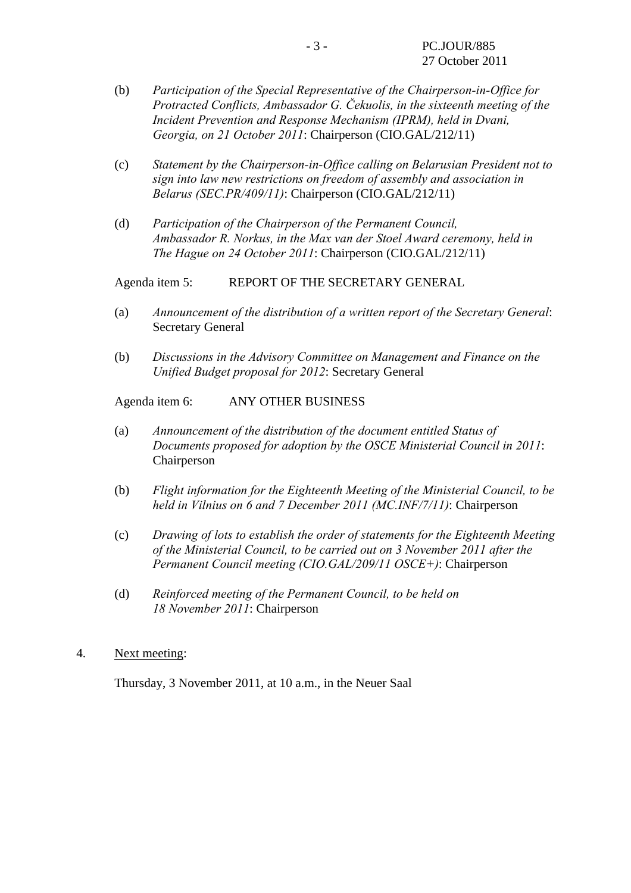(b) *Participation of the Special Representative of the Chairperson-in-Office for Protracted Conflicts, Ambassador G. Čekuolis, in the sixteenth meeting of the Incident Prevention and Response Mechanism (IPRM), held in Dvani, Georgia, on 21 October 2011*: Chairperson (CIO.GAL/212/11)

(c) *Statement by the Chairperson-in-Office calling on Belarusian President not to sign into law new restrictions on freedom of assembly and association in Belarus (SEC.PR/409/11)*: Chairperson (CIO.GAL/212/11)

(d) *Participation of the Chairperson of the Permanent Council, Ambassador R. Norkus, in the Max van der Stoel Award ceremony, held in The Hague on 24 October 2011*: Chairperson (CIO.GAL/212/11)

Agenda item 5: REPORT OF THE SECRETARY GENERAL

(a) *Announcement of the distribution of a written report of the Secretary General*: Secretary General

(b) *Discussions in the Advisory Committee on Management and Finance on the Unified Budget proposal for 2012*: Secretary General

Agenda item 6: ANY OTHER BUSINESS

(a) *Announcement of the distribution of the document entitled Status of Documents proposed for adoption by the OSCE Ministerial Council in 2011*: Chairperson

(b) *Flight information for the Eighteenth Meeting of the Ministerial Council, to be held in Vilnius on 6 and 7 December 2011 (MC.INF/7/11)*: Chairperson

(c) *Drawing of lots to establish the order of statements for the Eighteenth Meeting of the Ministerial Council, to be carried out on 3 November 2011 after the Permanent Council meeting (CIO.GAL/209/11 OSCE+)*: Chairperson

(d) *Reinforced meeting of the Permanent Council, to be held on 18 November 2011*: Chairperson

4. Next meeting:

Thursday, 3 November 2011, at 10 a.m., in the Neuer Saal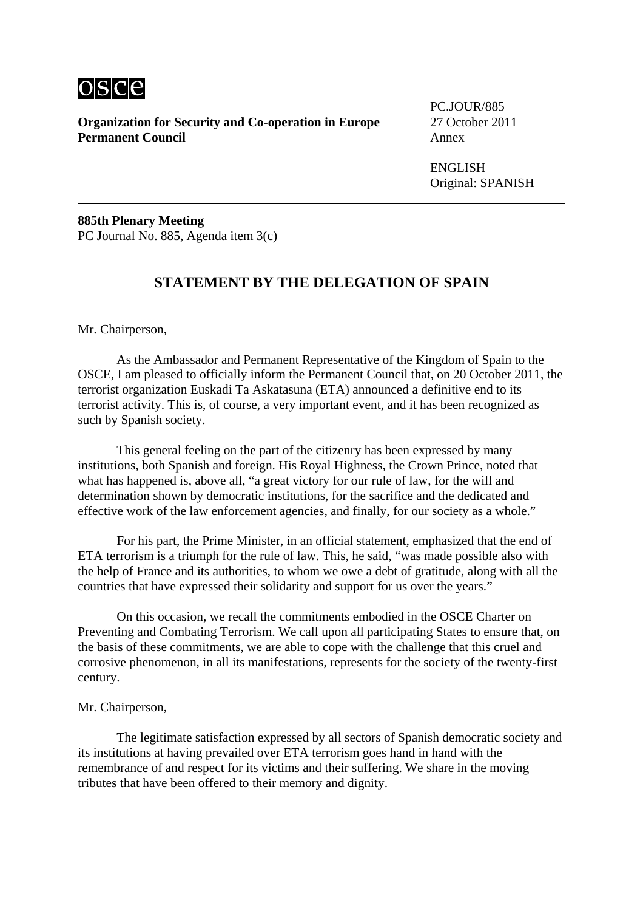osce

**Organization for Security and Co-operation in Europe**
**Permanent Council**

PC.JOUR/885
27 October 2011
Annex

ENGLISH
Original: SPANISH

---

**885th Plenary Meeting**
PC Journal No. 885, Agenda item 3(c)

## STATEMENT BY THE DELEGATION OF SPAIN

Mr. Chairperson,

As the Ambassador and Permanent Representative of the Kingdom of Spain to the OSCE, I am pleased to officially inform the Permanent Council that, on 20 October 2011, the terrorist organization Euskadi Ta Askatasuna (ETA) announced a definitive end to its terrorist activity. This is, of course, a very important event, and it has been recognized as such by Spanish society.

This general feeling on the part of the citizenry has been expressed by many institutions, both Spanish and foreign. His Royal Highness, the Crown Prince, noted that what has happened is, above all, "a great victory for our rule of law, for the will and determination shown by democratic institutions, for the sacrifice and the dedicated and effective work of the law enforcement agencies, and finally, for our society as a whole."

For his part, the Prime Minister, in an official statement, emphasized that the end of ETA terrorism is a triumph for the rule of law. This, he said, "was made possible also with the help of France and its authorities, to whom we owe a debt of gratitude, along with all the countries that have expressed their solidarity and support for us over the years."

On this occasion, we recall the commitments embodied in the OSCE Charter on Preventing and Combating Terrorism. We call upon all participating States to ensure that, on the basis of these commitments, we are able to cope with the challenge that this cruel and corrosive phenomenon, in all its manifestations, represents for the society of the twenty-first century.

Mr. Chairperson,

The legitimate satisfaction expressed by all sectors of Spanish democratic society and its institutions at having prevailed over ETA terrorism goes hand in hand with the remembrance of and respect for its victims and their suffering. We share in the moving tributes that have been offered to their memory and dignity.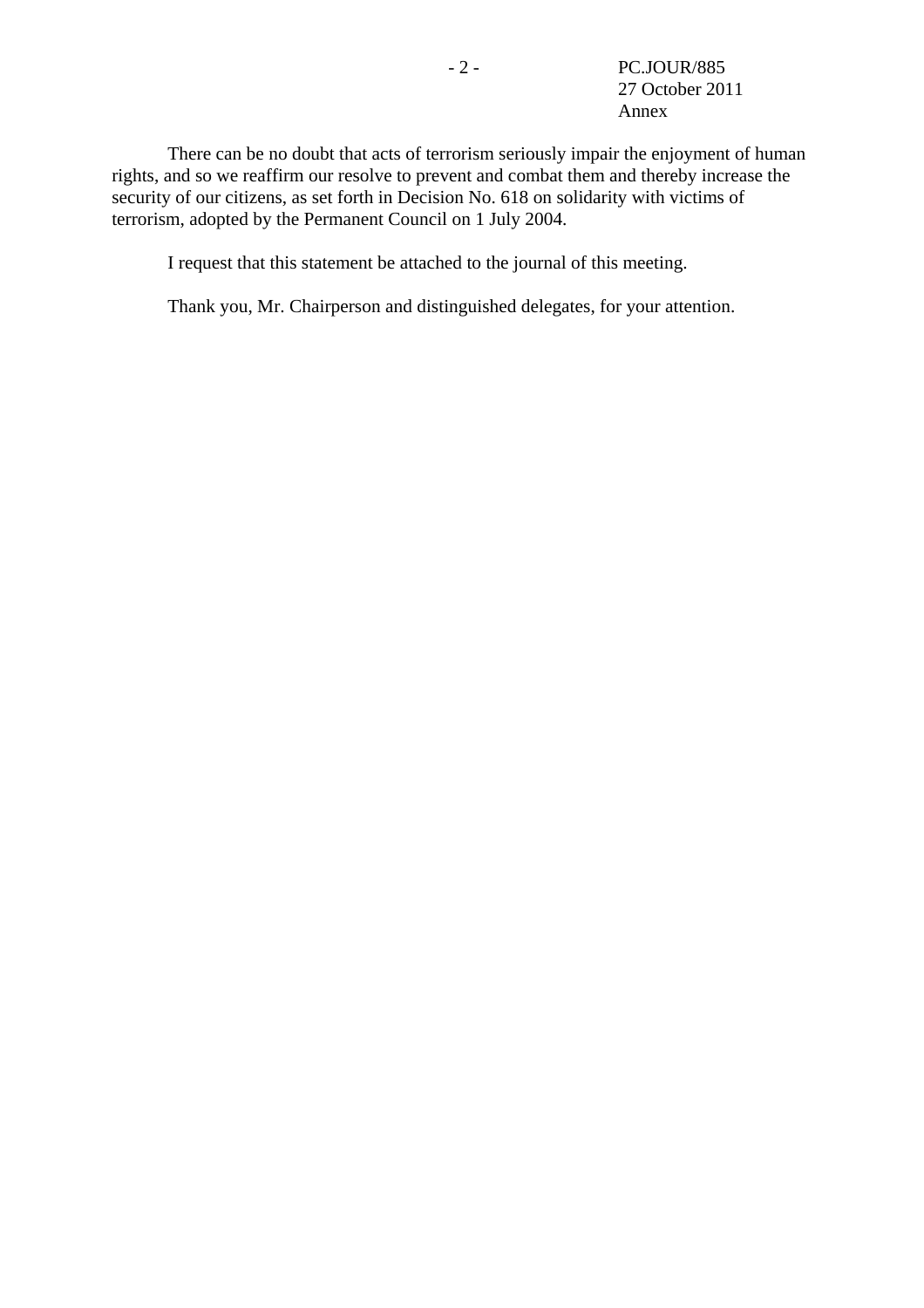There can be no doubt that acts of terrorism seriously impair the enjoyment of human rights, and so we reaffirm our resolve to prevent and combat them and thereby increase the security of our citizens, as set forth in Decision No. 618 on solidarity with victims of terrorism, adopted by the Permanent Council on 1 July 2004.

I request that this statement be attached to the journal of this meeting.

Thank you, Mr. Chairperson and distinguished delegates, for your attention.